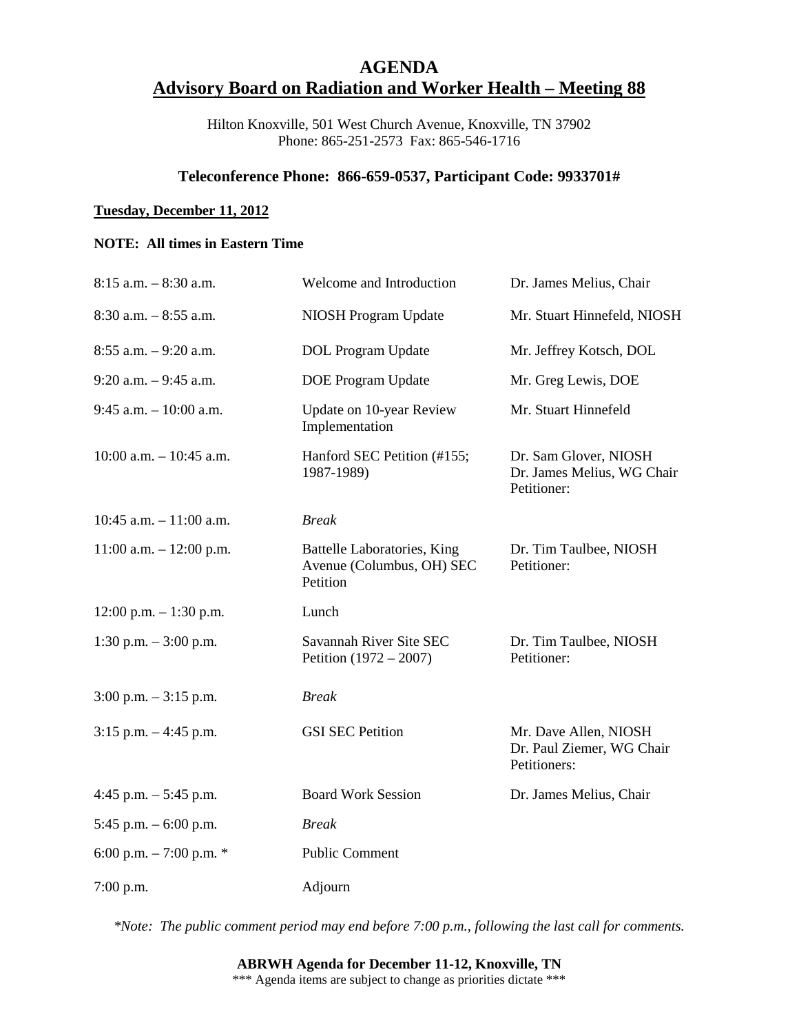# AGENDA

## Advisory Board on Radiation and Worker Health – Meeting 88

Hilton Knoxville, 501 West Church Avenue, Knoxville, TN 37902
Phone: 865-251-2573 Fax: 865-546-1716

### Teleconference Phone: 866-659-0537, Participant Code: 9933701#

**Tuesday, December 11, 2012**

**NOTE: All times in Eastern Time**

| | | |
|---|---|---|
| 8:15 a.m. – 8:30 a.m. | Welcome and Introduction | Dr. James Melius, Chair |
| 8:30 a.m. – 8:55 a.m. | NIOSH Program Update | Mr. Stuart Hinnefeld, NIOSH |
| 8:55 a.m. – 9:20 a.m. | DOL Program Update | Mr. Jeffrey Kotsch, DOL |
| 9:20 a.m. – 9:45 a.m. | DOE Program Update | Mr. Greg Lewis, DOE |
| 9:45 a.m. – 10:00 a.m. | Update on 10-year Review Implementation | Mr. Stuart Hinnefeld |
| 10:00 a.m. – 10:45 a.m. | Hanford SEC Petition (#155; 1987-1989) | Dr. Sam Glover, NIOSH<br>Dr. James Melius, WG Chair<br>Petitioner: |
| 10:45 a.m. – 11:00 a.m. | *Break* | |
| 11:00 a.m. – 12:00 p.m. | Battelle Laboratories, King Avenue (Columbus, OH) SEC Petition | Dr. Tim Taulbee, NIOSH<br>Petitioner: |
| 12:00 p.m. – 1:30 p.m. | Lunch | |
| 1:30 p.m. – 3:00 p.m. | Savannah River Site SEC Petition (1972 – 2007) | Dr. Tim Taulbee, NIOSH<br>Petitioner: |
| 3:00 p.m. – 3:15 p.m. | *Break* | |
| 3:15 p.m. – 4:45 p.m. | GSI SEC Petition | Mr. Dave Allen, NIOSH<br>Dr. Paul Ziemer, WG Chair<br>Petitioners: |
| 4:45 p.m. – 5:45 p.m. | Board Work Session | Dr. James Melius, Chair |
| 5:45 p.m. – 6:00 p.m. | *Break* | |
| 6:00 p.m. – 7:00 p.m. * | Public Comment | |
| 7:00 p.m. | Adjourn | |

*\*Note: The public comment period may end before 7:00 p.m., following the last call for comments.*

**ABRWH Agenda for December 11-12, Knoxville, TN**
\*\*\* Agenda items are subject to change as priorities dictate \*\*\*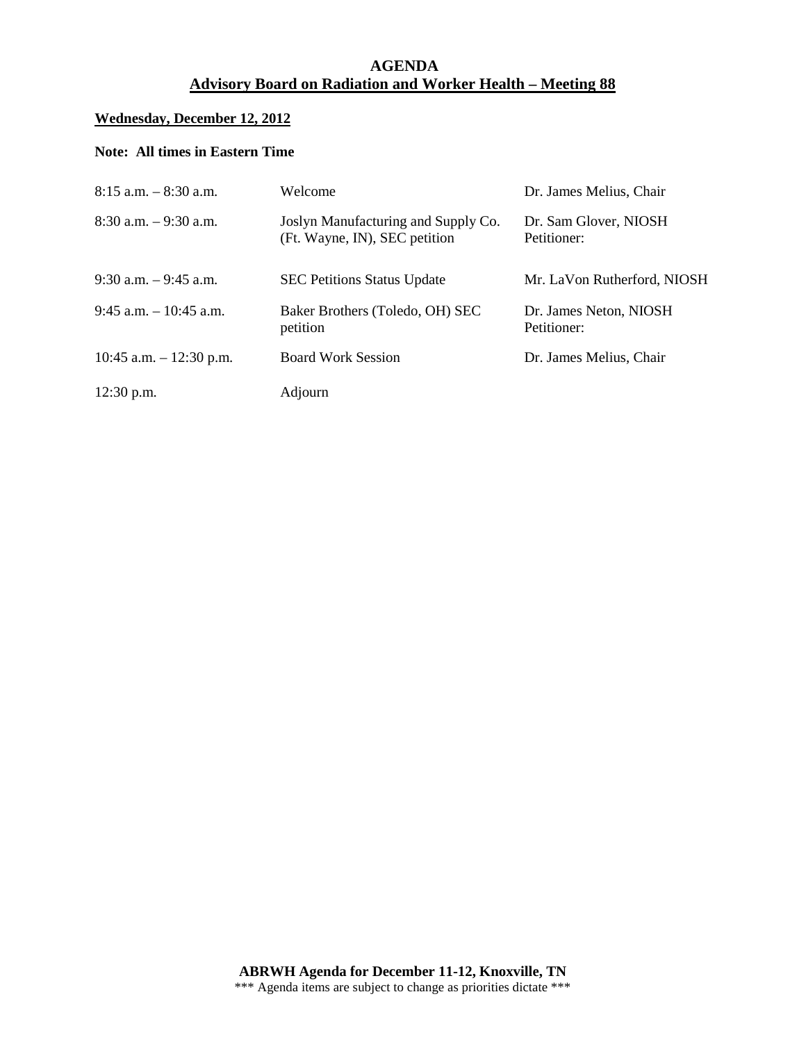**AGENDA**

**Advisory Board on Radiation and Worker Health – Meeting 88**

**Wednesday, December 12, 2012**

**Note: All times in Eastern Time**

| | | |
|---|---|---|
| 8:15 a.m. – 8:30 a.m. | Welcome | Dr. James Melius, Chair |
| 8:30 a.m. – 9:30 a.m. | Joslyn Manufacturing and Supply Co. (Ft. Wayne, IN), SEC petition | Dr. Sam Glover, NIOSH<br>Petitioner: |
| 9:30 a.m. – 9:45 a.m. | SEC Petitions Status Update | Mr. LaVon Rutherford, NIOSH |
| 9:45 a.m. – 10:45 a.m. | Baker Brothers (Toledo, OH) SEC petition | Dr. James Neton, NIOSH<br>Petitioner: |
| 10:45 a.m. – 12:30 p.m. | Board Work Session | Dr. James Melius, Chair |
| 12:30 p.m. | Adjourn | |

**ABRWH Agenda for December 11-12, Knoxville, TN**

\*\*\* Agenda items are subject to change as priorities dictate \*\*\*